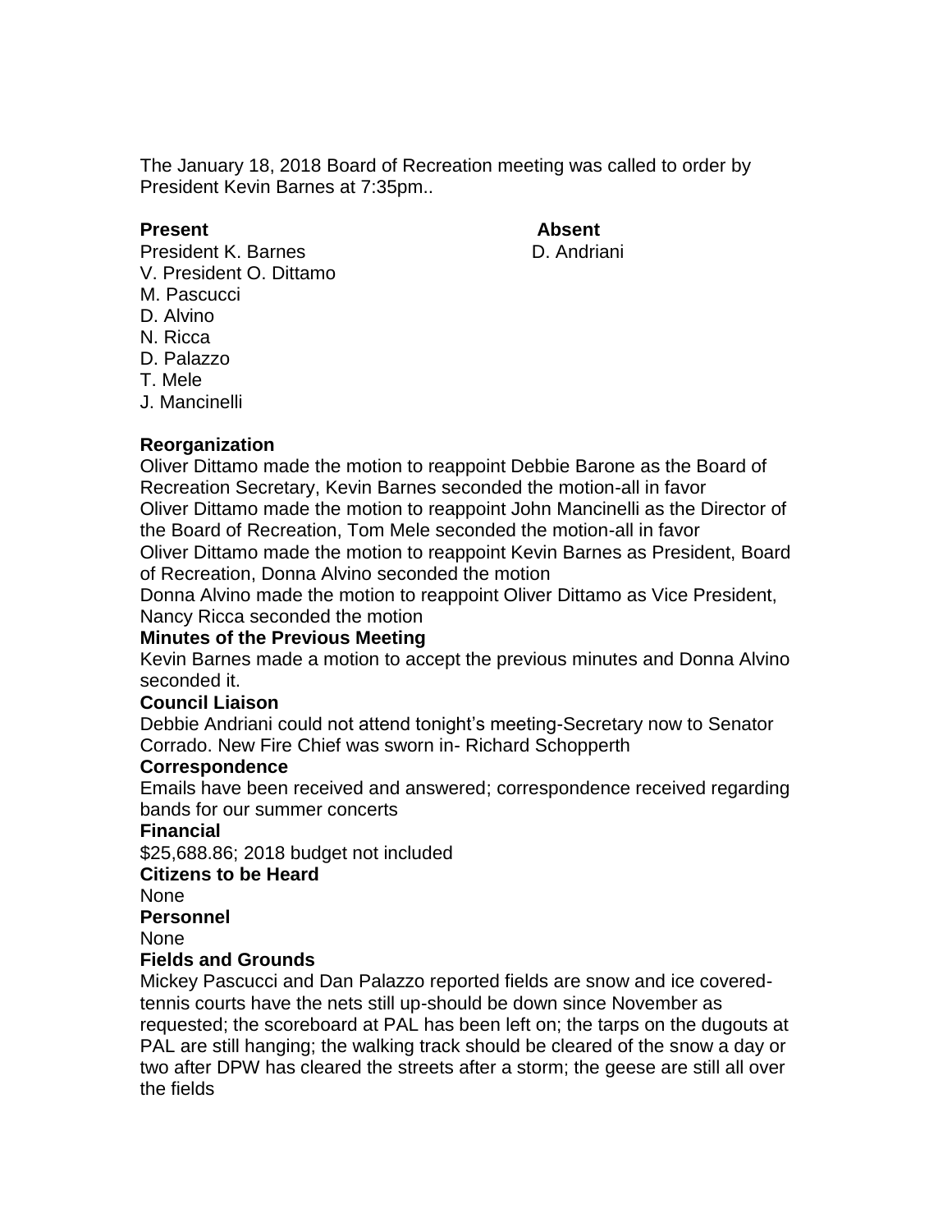The January 18, 2018 Board of Recreation meeting was called to order by President Kevin Barnes at 7:35pm..

| **Present** | **Absent** |
|---|---|
| President K. Barnes | D. Andriani |
| V. President O. Dittamo | |
| M. Pascucci | |
| D. Alvino | |
| N. Ricca | |
| D. Palazzo | |
| T. Mele | |
| J. Mancinelli | |

**Reorganization**

Oliver Dittamo made the motion to reappoint Debbie Barone as the Board of Recreation Secretary, Kevin Barnes seconded the motion-all in favor

Oliver Dittamo made the motion to reappoint John Mancinelli as the Director of the Board of Recreation, Tom Mele seconded the motion-all in favor

Oliver Dittamo made the motion to reappoint Kevin Barnes as President, Board of Recreation, Donna Alvino seconded the motion

Donna Alvino made the motion to reappoint Oliver Dittamo as Vice President, Nancy Ricca seconded the motion

**Minutes of the Previous Meeting**

Kevin Barnes made a motion to accept the previous minutes and Donna Alvino seconded it.

**Council Liaison**

Debbie Andriani could not attend tonight's meeting-Secretary now to Senator Corrado. New Fire Chief was sworn in- Richard Schopperth

**Correspondence**

Emails have been received and answered; correspondence received regarding bands for our summer concerts

**Financial**

$25,688.86; 2018 budget not included

**Citizens to be Heard**

None

**Personnel**

None

**Fields and Grounds**

Mickey Pascucci and Dan Palazzo reported fields are snow and ice covered-tennis courts have the nets still up-should be down since November as requested; the scoreboard at PAL has been left on; the tarps on the dugouts at PAL are still hanging; the walking track should be cleared of the snow a day or two after DPW has cleared the streets after a storm; the geese are still all over the fields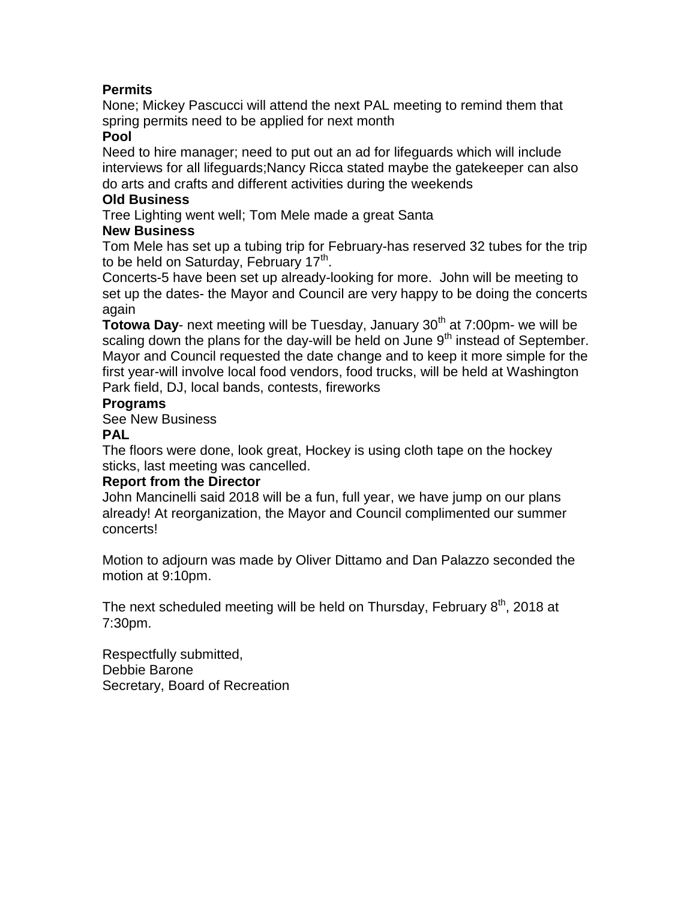**Permits**
None; Mickey Pascucci will attend the next PAL meeting to remind them that spring permits need to be applied for next month

**Pool**
Need to hire manager; need to put out an ad for lifeguards which will include interviews for all lifeguards;Nancy Ricca stated maybe the gatekeeper can also do arts and crafts and different activities during the weekends

**Old Business**
Tree Lighting went well; Tom Mele made a great Santa

**New Business**
Tom Mele has set up a tubing trip for February-has reserved 32 tubes for the trip to be held on Saturday, February 17th.

Concerts-5 have been set up already-looking for more. John will be meeting to set up the dates- the Mayor and Council are very happy to be doing the concerts again

**Totowa Day**- next meeting will be Tuesday, January 30th at 7:00pm- we will be scaling down the plans for the day-will be held on June 9th instead of September. Mayor and Council requested the date change and to keep it more simple for the first year-will involve local food vendors, food trucks, will be held at Washington Park field, DJ, local bands, contests, fireworks

**Programs**
See New Business

**PAL**
The floors were done, look great, Hockey is using cloth tape on the hockey sticks, last meeting was cancelled.

**Report from the Director**
John Mancinelli said 2018 will be a fun, full year, we have jump on our plans already! At reorganization, the Mayor and Council complimented our summer concerts!

Motion to adjourn was made by Oliver Dittamo and Dan Palazzo seconded the motion at 9:10pm.

The next scheduled meeting will be held on Thursday, February 8th, 2018 at 7:30pm.

Respectfully submitted,
Debbie Barone
Secretary, Board of Recreation